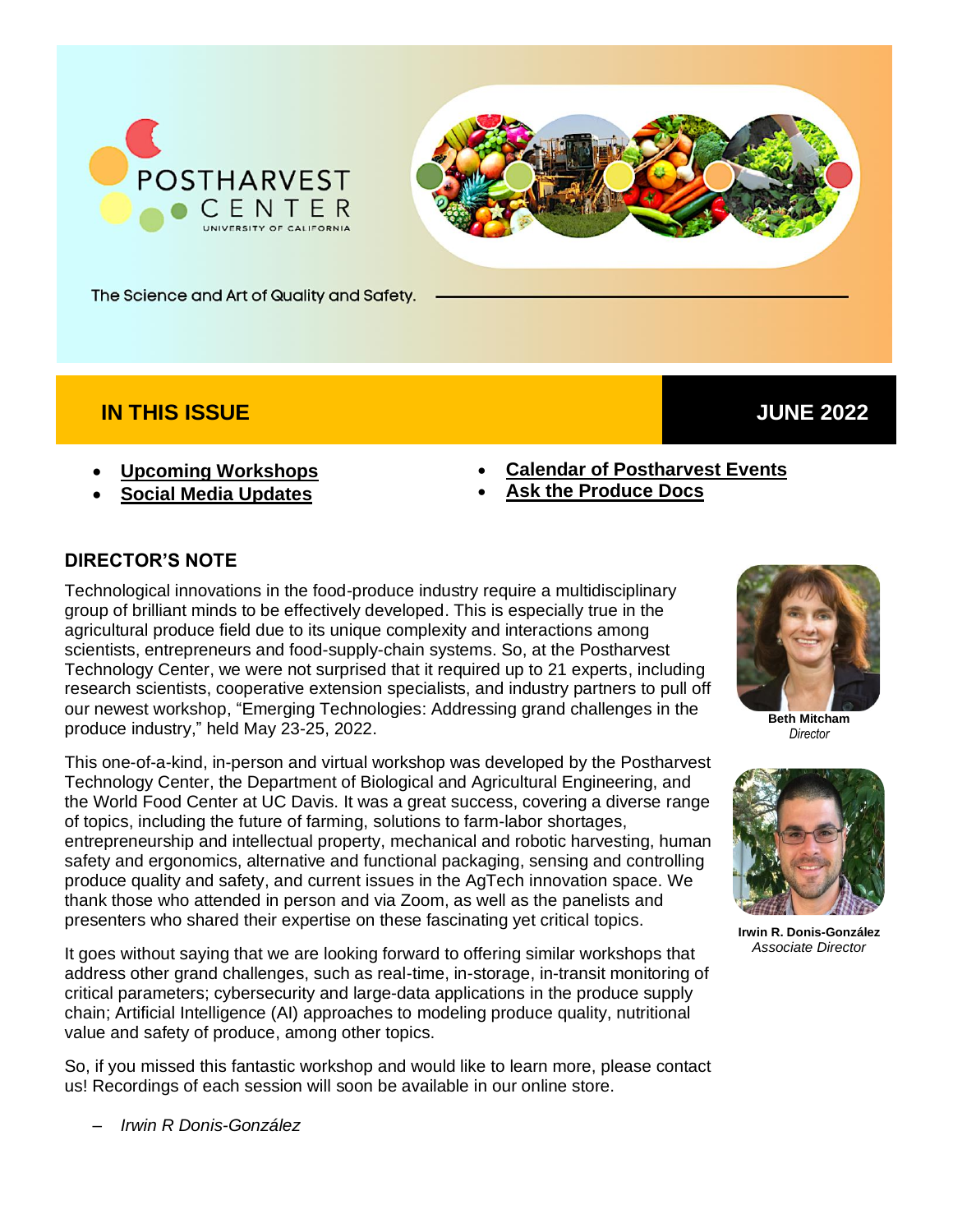POSTHARVEST CENTER
UNIVERSITY OF CALIFORNIA

The Science and Art of Quality and Safety.

## IN THIS ISSUE — JUNE 2022

- **Upcoming Workshops**
- **Social Media Updates**
- **Calendar of Postharvest Events**
- **Ask the Produce Docs**

## DIRECTOR'S NOTE

Technological innovations in the food-produce industry require a multidisciplinary group of brilliant minds to be effectively developed. This is especially true in the agricultural produce field due to its unique complexity and interactions among scientists, entrepreneurs and food-supply-chain systems. So, at the Postharvest Technology Center, we were not surprised that it required up to 21 experts, including research scientists, cooperative extension specialists, and industry partners to pull off our newest workshop, "Emerging Technologies: Addressing grand challenges in the produce industry," held May 23-25, 2022.

This one-of-a-kind, in-person and virtual workshop was developed by the Postharvest Technology Center, the Department of Biological and Agricultural Engineering, and the World Food Center at UC Davis. It was a great success, covering a diverse range of topics, including the future of farming, solutions to farm-labor shortages, entrepreneurship and intellectual property, mechanical and robotic harvesting, human safety and ergonomics, alternative and functional packaging, sensing and controlling produce quality and safety, and current issues in the AgTech innovation space. We thank those who attended in person and via Zoom, as well as the panelists and presenters who shared their expertise on these fascinating yet critical topics.

It goes without saying that we are looking forward to offering similar workshops that address other grand challenges, such as real-time, in-storage, in-transit monitoring of critical parameters; cybersecurity and large-data applications in the produce supply chain; Artificial Intelligence (AI) approaches to modeling produce quality, nutritional value and safety of produce, among other topics.

So, if you missed this fantastic workshop and would like to learn more, please contact us! Recordings of each session will soon be available in our online store.

– *Irwin R Donis-González*

**Beth Mitcham**
*Director*

**Irwin R. Donis-González**
*Associate Director*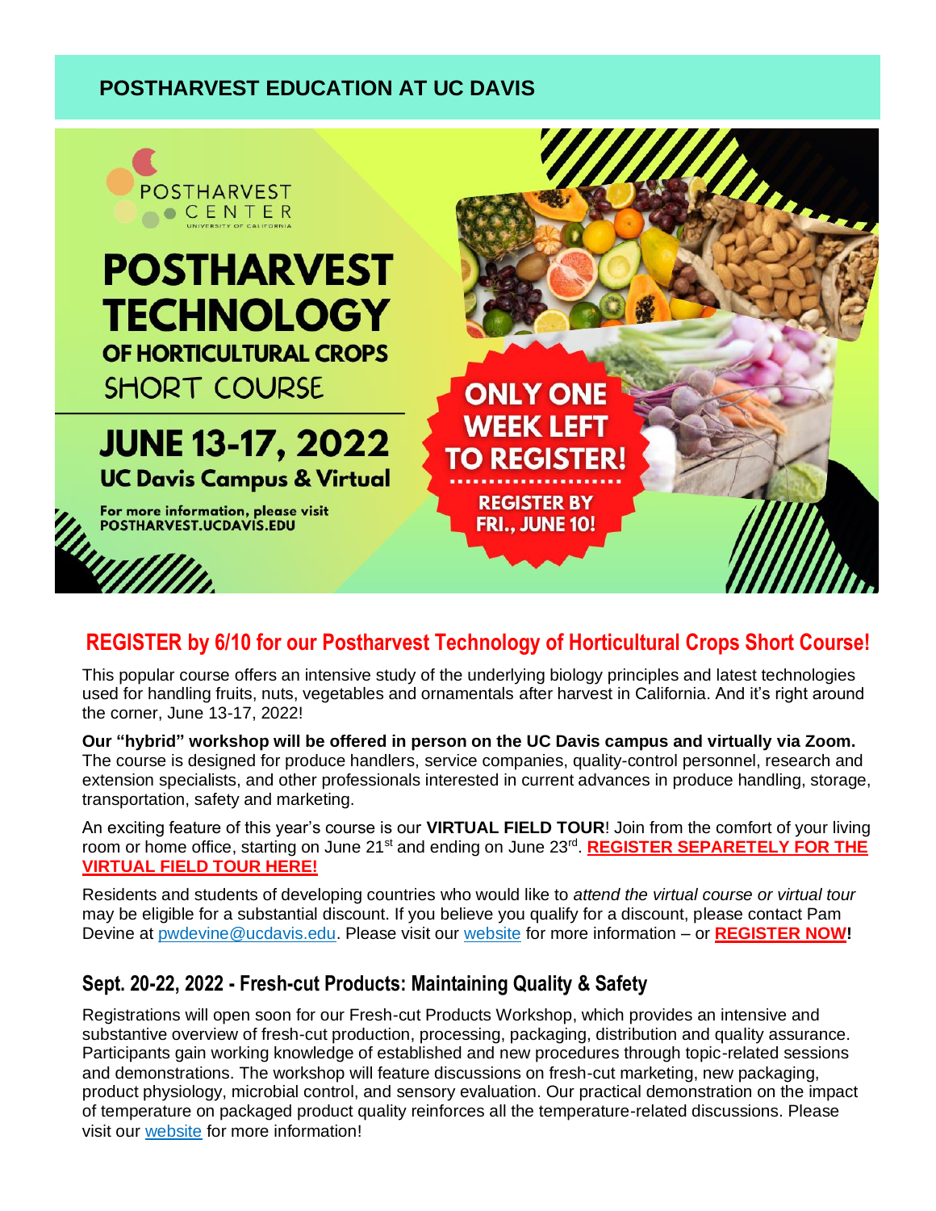## POSTHARVEST EDUCATION AT UC DAVIS

POSTHARVEST CENTER
UNIVERSITY OF CALIFORNIA

# POSTHARVEST TECHNOLOGY OF HORTICULTURAL CROPS SHORT COURSE

**JUNE 13-17, 2022**
**UC Davis Campus & Virtual**

For more information, please visit POSTHARVEST.UCDAVIS.EDU

**ONLY ONE WEEK LEFT TO REGISTER!**
**REGISTER BY FRI., JUNE 10!**

## REGISTER by 6/10 for our Postharvest Technology of Horticultural Crops Short Course!

This popular course offers an intensive study of the underlying biology principles and latest technologies used for handling fruits, nuts, vegetables and ornamentals after harvest in California. And it's right around the corner, June 13-17, 2022!

**Our "hybrid" workshop will be offered in person on the UC Davis campus and virtually via Zoom.** The course is designed for produce handlers, service companies, quality-control personnel, research and extension specialists, and other professionals interested in current advances in produce handling, storage, transportation, safety and marketing.

An exciting feature of this year's course is our **VIRTUAL FIELD TOUR**! Join from the comfort of your living room or home office, starting on June 21st and ending on June 23rd. **REGISTER SEPARETELY FOR THE VIRTUAL FIELD TOUR HERE!**

Residents and students of developing countries who would like to *attend the virtual course or virtual tour* may be eligible for a substantial discount. If you believe you qualify for a discount, please contact Pam Devine at pwdevine@ucdavis.edu. Please visit our website for more information – or **REGISTER NOW!**

## Sept. 20-22, 2022 - Fresh-cut Products: Maintaining Quality & Safety

Registrations will open soon for our Fresh-cut Products Workshop, which provides an intensive and substantive overview of fresh-cut production, processing, packaging, distribution and quality assurance. Participants gain working knowledge of established and new procedures through topic-related sessions and demonstrations. The workshop will feature discussions on fresh-cut marketing, new packaging, product physiology, microbial control, and sensory evaluation. Our practical demonstration on the impact of temperature on packaged product quality reinforces all the temperature-related discussions. Please visit our website for more information!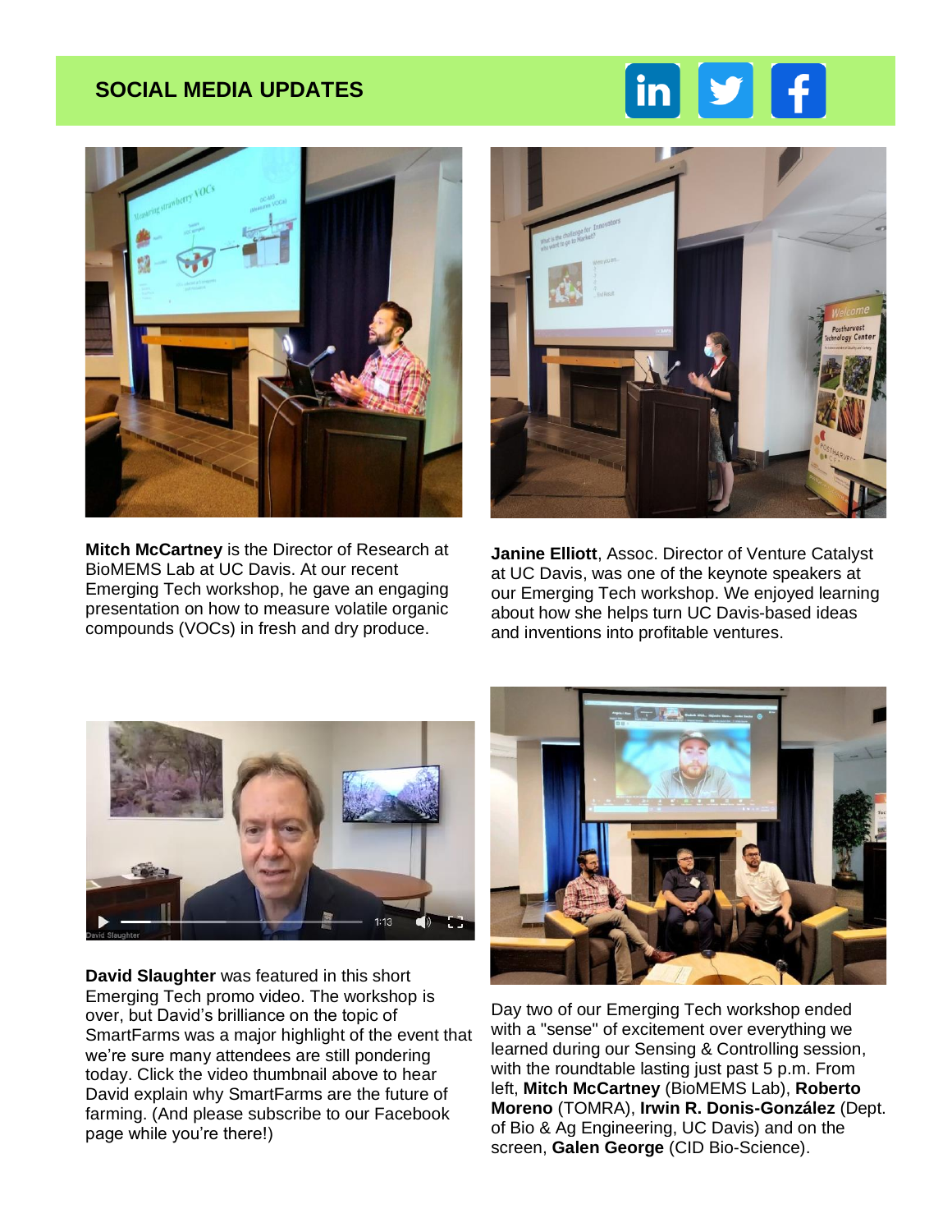## SOCIAL MEDIA UPDATES

**Mitch McCartney** is the Director of Research at BioMEMS Lab at UC Davis. At our recent Emerging Tech workshop, he gave an engaging presentation on how to measure volatile organic compounds (VOCs) in fresh and dry produce.

**Janine Elliott**, Assoc. Director of Venture Catalyst at UC Davis, was one of the keynote speakers at our Emerging Tech workshop. We enjoyed learning about how she helps turn UC Davis-based ideas and inventions into profitable ventures.

**David Slaughter** was featured in this short Emerging Tech promo video. The workshop is over, but David's brilliance on the topic of SmartFarms was a major highlight of the event that we're sure many attendees are still pondering today. Click the video thumbnail above to hear David explain why SmartFarms are the future of farming. (And please subscribe to our Facebook page while you're there!)

Day two of our Emerging Tech workshop ended with a "sense" of excitement over everything we learned during our Sensing & Controlling session, with the roundtable lasting just past 5 p.m. From left, **Mitch McCartney** (BioMEMS Lab), **Roberto Moreno** (TOMRA), **Irwin R. Donis-González** (Dept. of Bio & Ag Engineering, UC Davis) and on the screen, **Galen George** (CID Bio-Science).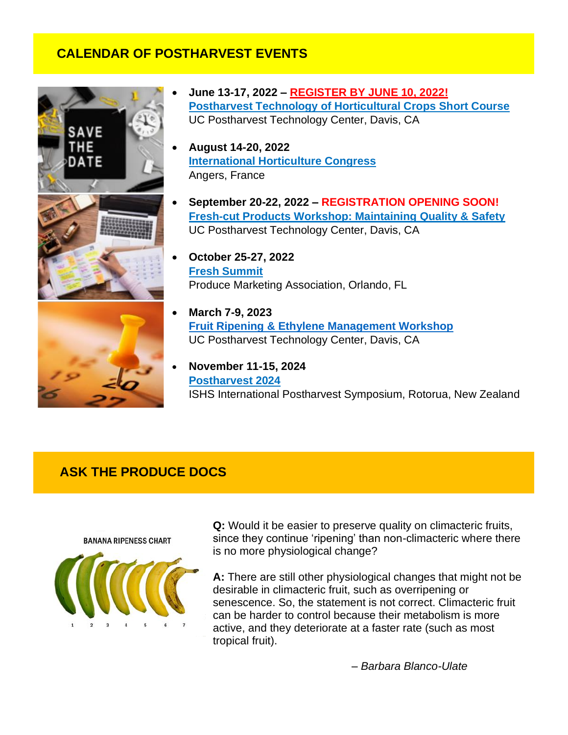## CALENDAR OF POSTHARVEST EVENTS

- **June 13-17, 2022 – REGISTER BY JUNE 10, 2022!**
  **Postharvest Technology of Horticultural Crops Short Course**
  UC Postharvest Technology Center, Davis, CA

- **August 14-20, 2022**
  **International Horticulture Congress**
  Angers, France

- **September 20-22, 2022 – REGISTRATION OPENING SOON!**
  **Fresh-cut Products Workshop: Maintaining Quality & Safety**
  UC Postharvest Technology Center, Davis, CA

- **October 25-27, 2022**
  **Fresh Summit**
  Produce Marketing Association, Orlando, FL

- **March 7-9, 2023**
  **Fruit Ripening & Ethylene Management Workshop**
  UC Postharvest Technology Center, Davis, CA

- **November 11-15, 2024**
  **Postharvest 2024**
  ISHS International Postharvest Symposium, Rotorua, New Zealand

## ASK THE PRODUCE DOCS

**Q:** Would it be easier to preserve quality on climacteric fruits, since they continue 'ripening' than non-climacteric where there is no more physiological change?

**A:** There are still other physiological changes that might not be desirable in climacteric fruit, such as overripening or senescence. So, the statement is not correct. Climacteric fruit can be harder to control because their metabolism is more active, and they deteriorate at a faster rate (such as most tropical fruit).

*– Barbara Blanco-Ulate*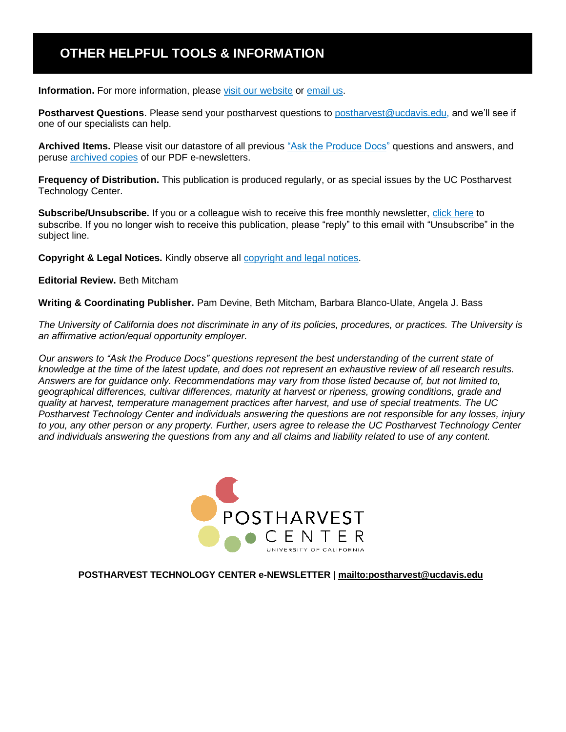## OTHER HELPFUL TOOLS & INFORMATION

**Information.** For more information, please visit our website or email us.

**Postharvest Questions**. Please send your postharvest questions to postharvest@ucdavis.edu, and we'll see if one of our specialists can help.

**Archived Items.** Please visit our datastore of all previous "Ask the Produce Docs" questions and answers, and peruse archived copies of our PDF e-newsletters.

**Frequency of Distribution.** This publication is produced regularly, or as special issues by the UC Postharvest Technology Center.

**Subscribe/Unsubscribe.** If you or a colleague wish to receive this free monthly newsletter, click here to subscribe. If you no longer wish to receive this publication, please "reply" to this email with "Unsubscribe" in the subject line.

**Copyright & Legal Notices.** Kindly observe all copyright and legal notices.

**Editorial Review.** Beth Mitcham

**Writing & Coordinating Publisher.** Pam Devine, Beth Mitcham, Barbara Blanco-Ulate, Angela J. Bass

*The University of California does not discriminate in any of its policies, procedures, or practices. The University is an affirmative action/equal opportunity employer.*

*Our answers to "Ask the Produce Docs" questions represent the best understanding of the current state of knowledge at the time of the latest update, and does not represent an exhaustive review of all research results. Answers are for guidance only. Recommendations may vary from those listed because of, but not limited to, geographical differences, cultivar differences, maturity at harvest or ripeness, growing conditions, grade and quality at harvest, temperature management practices after harvest, and use of special treatments. The UC Postharvest Technology Center and individuals answering the questions are not responsible for any losses, injury to you, any other person or any property. Further, users agree to release the UC Postharvest Technology Center and individuals answering the questions from any and all claims and liability related to use of any content.*

POSTHARVEST CENTER
UNIVERSITY OF CALIFORNIA

**POSTHARVEST TECHNOLOGY CENTER e-NEWSLETTER | mailto:postharvest@ucdavis.edu**